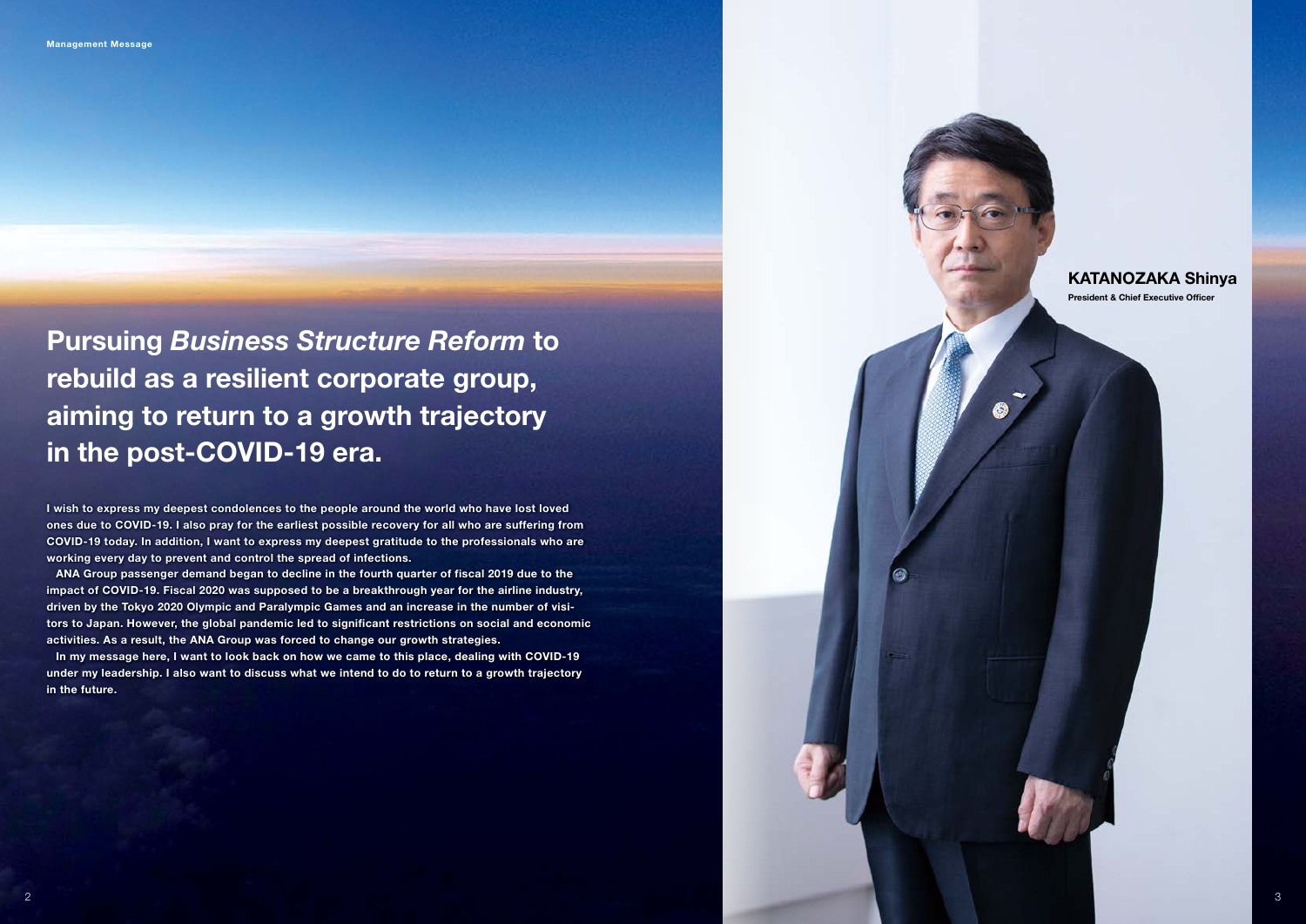Management Message

# Pursuing *Business Structure Reform* to rebuild as a resilient corporate group, aiming to return to a growth trajectory in the post-COVID-19 era.

**I wish to express my deepest condolences to the people around the world who have lost loved ones due to COVID-19. I also pray for the earliest possible recovery for all who are suffering from COVID-19 today. In addition, I want to express my deepest gratitude to the professionals who are working every day to prevent and control the spread of infections.**

**ANA Group passenger demand began to decline in the fourth quarter of fiscal 2019 due to the impact of COVID-19. Fiscal 2020 was supposed to be a breakthrough year for the airline industry, driven by the Tokyo 2020 Olympic and Paralympic Games and an increase in the number of visitors to Japan. However, the global pandemic led to significant restrictions on social and economic activities. As a result, the ANA Group was forced to change our growth strategies.**

**In my message here, I want to look back on how we came to this place, dealing with COVID-19 under my leadership. I also want to discuss what we intend to do to return to a growth trajectory in the future.**

**KATANOZAKA Shinya**
**President & Chief Executive Officer**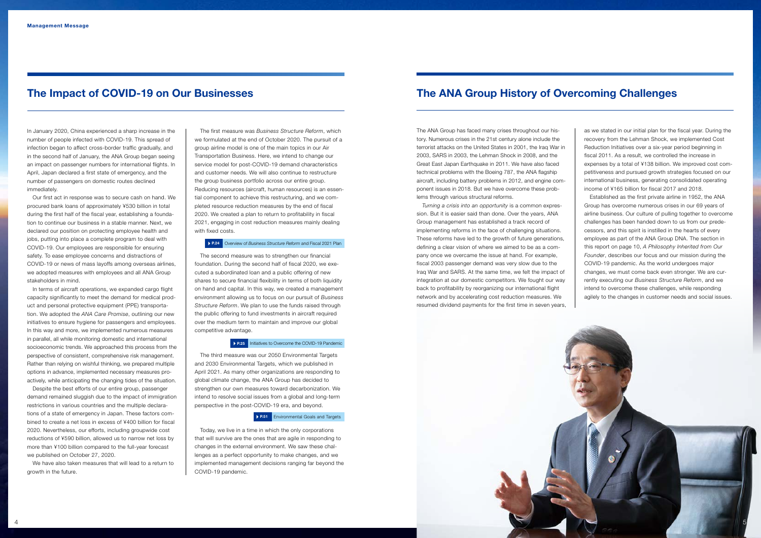Management Message

## The Impact of COVID-19 on Our Businesses

In January 2020, China experienced a sharp increase in the number of people infected with COVID-19. This spread of infection began to affect cross-border traffic gradually, and in the second half of January, the ANA Group began seeing an impact on passenger numbers for international flights. In April, Japan declared a first state of emergency, and the number of passengers on domestic routes declined immediately.

Our first act in response was to secure cash on hand. We procured bank loans of approximately ¥530 billion in total during the first half of the fiscal year, establishing a foundation to continue our business in a stable manner. Next, we declared our position on protecting employee health and jobs, putting into place a complete program to deal with COVID-19. Our employees are responsible for ensuring safety. To ease employee concerns and distractions of COVID-19 or news of mass layoffs among overseas airlines, we adopted measures with employees and all ANA Group stakeholders in mind.

In terms of aircraft operations, we expanded cargo flight capacity significantly to meet the demand for medical product and personal protective equipment (PPE) transportation. We adopted the *ANA Care Promise*, outlining our new initiatives to ensure hygiene for passengers and employees. In this way and more, we implemented numerous measures in parallel, all while monitoring domestic and international socioeconomic trends. We approached this process from the perspective of consistent, comprehensive risk management. Rather than relying on wishful thinking, we prepared multiple options in advance, implemented necessary measures proactively, while anticipating the changing tides of the situation.

Despite the best efforts of our entire group, passenger demand remained sluggish due to the impact of immigration restrictions in various countries and the multiple declarations of a state of emergency in Japan. These factors combined to create a net loss in excess of ¥400 billion for fiscal 2020. Nevertheless, our efforts, including groupwide cost reductions of ¥590 billion, allowed us to narrow net loss by more than ¥100 billion compared to the full-year forecast we published on October 27, 2020.

We have also taken measures that will lead to a return to growth in the future.

The first measure was *Business Structure Reform*, which we formulated at the end of October 2020. The pursuit of a group airline model is one of the main topics in our Air Transportation Business. Here, we intend to change our service model for post-COVID-19 demand characteristics and customer needs. We will also continue to restructure the group business portfolio across our entire group. Reducing resources (aircraft, human resources) is an essential component to achieve this restructuring, and we completed resource reduction measures by the end of fiscal 2020. We created a plan to return to profitability in fiscal 2021, engaging in cost reduction measures mainly dealing with fixed costs.

▶ P.24 Overview of *Business Structure Reform* and Fiscal 2021 Plan

The second measure was to strengthen our financial foundation. During the second half of fiscal 2020, we executed a subordinated loan and a public offering of new shares to secure financial flexibility in terms of both liquidity on hand and capital. In this way, we created a management environment allowing us to focus on our pursuit of *Business Structure Reform*. We plan to use the funds raised through the public offering to fund investments in aircraft required over the medium term to maintain and improve our global competitive advantage.

▶ P.25 Initiatives to Overcome the COVID-19 Pandemic

The third measure was our 2050 Environmental Targets and 2030 Environmental Targets, which we published in April 2021. As many other organizations are responding to global climate change, the ANA Group has decided to strengthen our own measures toward decarbonization. We intend to resolve social issues from a global and long-term perspective in the post-COVID-19 era, and beyond.

▶ P.51 Environmental Goals and Targets

Today, we live in a time in which the only corporations that will survive are the ones that are agile in responding to changes in the external environment. We saw these challenges as a perfect opportunity to make changes, and we implemented management decisions ranging far beyond the COVID-19 pandemic.

## The ANA Group History of Overcoming Challenges

The ANA Group has faced many crises throughout our history. Numerous crises in the 21st century alone include the terrorist attacks on the United States in 2001, the Iraq War in 2003, SARS in 2003, the Lehman Shock in 2008, and the Great East Japan Earthquake in 2011. We have also faced technical problems with the Boeing 787, the ANA flagship aircraft, including battery problems in 2012, and engine component issues in 2018. But we have overcome these problems through various structural reforms.

*Turning a crisis into an opportunity* is a common expression. But it is easier said than done. Over the years, ANA Group management has established a track record of implementing reforms in the face of challenging situations. These reforms have led to the growth of future generations, defining a clear vision of where we aimed to be as a company once we overcame the issue at hand. For example, fiscal 2003 passenger demand was very slow due to the Iraq War and SARS. At the same time, we felt the impact of integration at our domestic competitors. We fought our way back to profitability by reorganizing our international flight network and by accelerating cost reduction measures. We resumed dividend payments for the first time in seven years, as we stated in our initial plan for the fiscal year. During the recovery from the Lehman Shock, we implemented Cost Reduction Initiatives over a six-year period beginning in fiscal 2011. As a result, we controlled the increase in expenses by a total of ¥138 billion. We improved cost competitiveness and pursued growth strategies focused on our international business, generating consolidated operating income of ¥165 billion for fiscal 2017 and 2018.

Established as the first private airline in 1952, the ANA Group has overcome numerous crises in our 69 years of airline business. Our culture of pulling together to overcome challenges has been handed down to us from our predecessors, and this spirit is instilled in the hearts of every employee as part of the ANA Group DNA. The section in this report on page 10, *A Philosophy Inherited from Our Founder*, describes our focus and our mission during the COVID-19 pandemic. As the world undergoes major changes, we must come back even stronger. We are currently executing our *Business Structure Reform*, and we intend to overcome these challenges, while responding agilely to the changes in customer needs and social issues.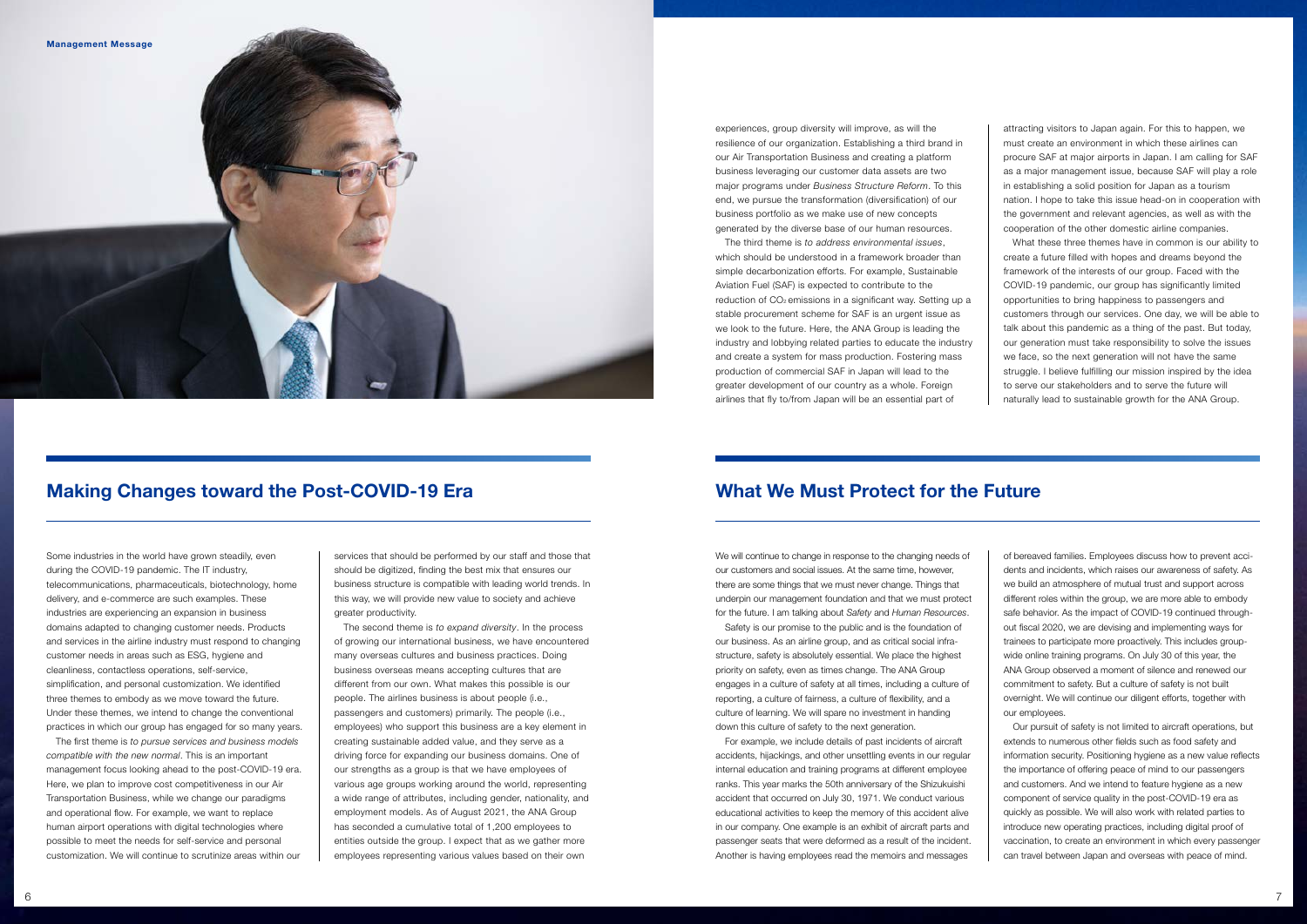experiences, group diversity will improve, as will the resilience of our organization. Establishing a third brand in our Air Transportation Business and creating a platform business leveraging our customer data assets are two major programs under *Business Structure Reform*. To this end, we pursue the transformation (diversification) of our business portfolio as we make use of new concepts generated by the diverse base of our human resources.

The third theme is *to address environmental issues*, which should be understood in a framework broader than simple decarbonization efforts. For example, Sustainable Aviation Fuel (SAF) is expected to contribute to the reduction of $CO_2$ emissions in a significant way. Setting up a stable procurement scheme for SAF is an urgent issue as we look to the future. Here, the ANA Group is leading the industry and lobbying related parties to educate the industry and create a system for mass production. Fostering mass production of commercial SAF in Japan will lead to the greater development of our country as a whole. Foreign airlines that fly to/from Japan will be an essential part of attracting visitors to Japan again. For this to happen, we must create an environment in which these airlines can procure SAF at major airports in Japan. I am calling for SAF as a major management issue, because SAF will play a role in establishing a solid position for Japan as a tourism nation. I hope to take this issue head-on in cooperation with the government and relevant agencies, as well as with the cooperation of the other domestic airline companies.

What these three themes have in common is our ability to create a future filled with hopes and dreams beyond the framework of the interests of our group. Faced with the COVID-19 pandemic, our group has significantly limited opportunities to bring happiness to passengers and customers through our services. One day, we will be able to talk about this pandemic as a thing of the past. But today, our generation must take responsibility to solve the issues we face, so the next generation will not have the same struggle. I believe fulfilling our mission inspired by the idea to serve our stakeholders and to serve the future will naturally lead to sustainable growth for the ANA Group.

## Making Changes toward the Post-COVID-19 Era

Some industries in the world have grown steadily, even during the COVID-19 pandemic. The IT industry, telecommunications, pharmaceuticals, biotechnology, home delivery, and e-commerce are such examples. These industries are experiencing an expansion in business domains adapted to changing customer needs. Products and services in the airline industry must respond to changing customer needs in areas such as ESG, hygiene and cleanliness, contactless operations, self-service, simplification, and personal customization. We identified three themes to embody as we move toward the future. Under these themes, we intend to change the conventional practices in which our group has engaged for so many years.

The first theme is *to pursue services and business models compatible with the new normal*. This is an important management focus looking ahead to the post-COVID-19 era. Here, we plan to improve cost competitiveness in our Air Transportation Business, while we change our paradigms and operational flow. For example, we want to replace human airport operations with digital technologies where possible to meet the needs for self-service and personal customization. We will continue to scrutinize areas within our services that should be performed by our staff and those that should be digitized, finding the best mix that ensures our business structure is compatible with leading world trends. In this way, we will provide new value to society and achieve greater productivity.

The second theme is *to expand diversity*. In the process of growing our international business, we have encountered many overseas cultures and business practices. Doing business overseas means accepting cultures that are different from our own. What makes this possible is our people. The airlines business is about people (i.e., passengers and customers) primarily. The people (i.e., employees) who support this business are a key element in creating sustainable added value, and they serve as a driving force for expanding our business domains. One of our strengths as a group is that we have employees of various age groups working around the world, representing a wide range of attributes, including gender, nationality, and employment models. As of August 2021, the ANA Group has seconded a cumulative total of 1,200 employees to entities outside the group. I expect that as we gather more employees representing various values based on their own

## What We Must Protect for the Future

We will continue to change in response to the changing needs of our customers and social issues. At the same time, however, there are some things that we must never change. Things that underpin our management foundation and that we must protect for the future. I am talking about *Safety* and *Human Resources*.

Safety is our promise to the public and is the foundation of our business. As an airline group, and as critical social infrastructure, safety is absolutely essential. We place the highest priority on safety, even as times change. The ANA Group engages in a culture of safety at all times, including a culture of reporting, a culture of fairness, a culture of flexibility, and a culture of learning. We will spare no investment in handing down this culture of safety to the next generation.

For example, we include details of past incidents of aircraft accidents, hijackings, and other unsettling events in our regular internal education and training programs at different employee ranks. This year marks the 50th anniversary of the Shizukuishi accident that occurred on July 30, 1971. We conduct various educational activities to keep the memory of this accident alive in our company. One example is an exhibit of aircraft parts and passenger seats that were deformed as a result of the incident. Another is having employees read the memoirs and messages of bereaved families. Employees discuss how to prevent accidents and incidents, which raises our awareness of safety. As we build an atmosphere of mutual trust and support across different roles within the group, we are more able to embody safe behavior. As the impact of COVID-19 continued throughout fiscal 2020, we are devising and implementing ways for trainees to participate more proactively. This includes group-wide online training programs. On July 30 of this year, the ANA Group observed a moment of silence and renewed our commitment to safety. But a culture of safety is not built overnight. We will continue our diligent efforts, together with our employees.

Our pursuit of safety is not limited to aircraft operations, but extends to numerous other fields such as food safety and information security. Positioning hygiene as a new value reflects the importance of offering peace of mind to our passengers and customers. And we intend to feature hygiene as a new component of service quality in the post-COVID-19 era as quickly as possible. We will also work with related parties to introduce new operating practices, including digital proof of vaccination, to create an environment in which every passenger can travel between Japan and overseas with peace of mind.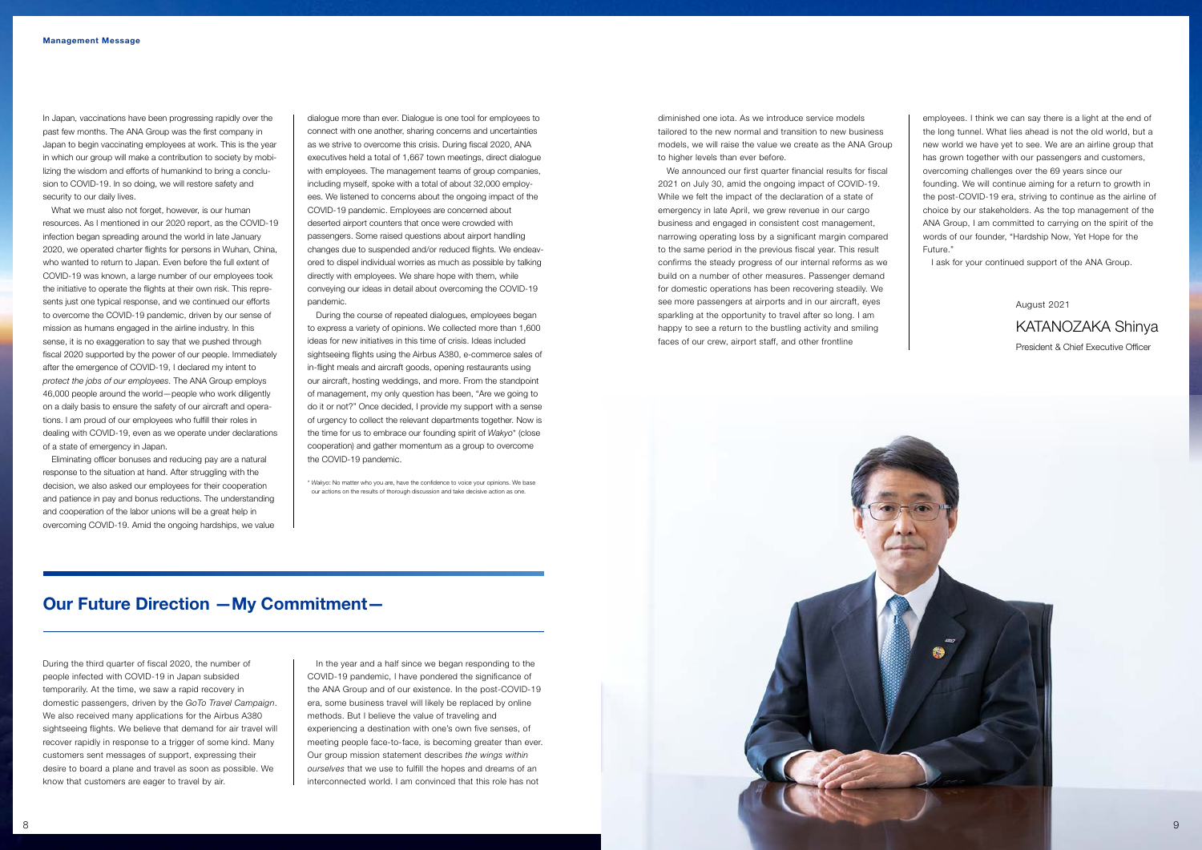In Japan, vaccinations have been progressing rapidly over the past few months. The ANA Group was the first company in Japan to begin vaccinating employees at work. This is the year in which our group will make a contribution to society by mobilizing the wisdom and efforts of humankind to bring a conclusion to COVID-19. In so doing, we will restore safety and security to our daily lives.

What we must also not forget, however, is our human resources. As I mentioned in our 2020 report, as the COVID-19 infection began spreading around the world in late January 2020, we operated charter flights for persons in Wuhan, China, who wanted to return to Japan. Even before the full extent of COVID-19 was known, a large number of our employees took the initiative to operate the flights at their own risk. This represents just one typical response, and we continued our efforts to overcome the COVID-19 pandemic, driven by our sense of mission as humans engaged in the airline industry. In this sense, it is no exaggeration to say that we pushed through fiscal 2020 supported by the power of our people. Immediately after the emergence of COVID-19, I declared my intent to *protect the jobs of our employees*. The ANA Group employs 46,000 people around the world—people who work diligently on a daily basis to ensure the safety of our aircraft and operations. I am proud of our employees who fulfill their roles in dealing with COVID-19, even as we operate under declarations of a state of emergency in Japan.

Eliminating officer bonuses and reducing pay are a natural response to the situation at hand. After struggling with the decision, we also asked our employees for their cooperation and patience in pay and bonus reductions. The understanding and cooperation of the labor unions will be a great help in overcoming COVID-19. Amid the ongoing hardships, we value dialogue more than ever. Dialogue is one tool for employees to connect with one another, sharing concerns and uncertainties as we strive to overcome this crisis. During fiscal 2020, ANA executives held a total of 1,667 town meetings, direct dialogue with employees. The management teams of group companies, including myself, spoke with a total of about 32,000 employees. We listened to concerns about the ongoing impact of the COVID-19 pandemic. Employees are concerned about deserted airport counters that once were crowded with passengers. Some raised questions about airport handling changes due to suspended and/or reduced flights. We endeavored to dispel individual worries as much as possible by talking directly with employees. We share hope with them, while conveying our ideas in detail about overcoming the COVID-19 pandemic.

During the course of repeated dialogues, employees began to express a variety of opinions. We collected more than 1,600 ideas for new initiatives in this time of crisis. Ideas included sightseeing flights using the Airbus A380, e-commerce sales of in-flight meals and aircraft goods, opening restaurants using our aircraft, hosting weddings, and more. From the standpoint of management, my only question has been, "Are we going to do it or not?" Once decided, I provide my support with a sense of urgency to collect the relevant departments together. Now is the time for us to embrace our founding spirit of *Wakyo*\* (close cooperation) and gather momentum as a group to overcome the COVID-19 pandemic.

\* *Wakyo*: No matter who you are, have the confidence to voice your opinions. We base our actions on the results of thorough discussion and take decisive action as one.

## Our Future Direction —My Commitment—

During the third quarter of fiscal 2020, the number of people infected with COVID-19 in Japan subsided temporarily. At the time, we saw a rapid recovery in domestic passengers, driven by the *GoTo Travel Campaign*. We also received many applications for the Airbus A380 sightseeing flights. We believe that demand for air travel will recover rapidly in response to a trigger of some kind. Many customers sent messages of support, expressing their desire to board a plane and travel as soon as possible. We know that customers are eager to travel by air.

In the year and a half since we began responding to the COVID-19 pandemic, I have pondered the significance of the ANA Group and of our existence. In the post-COVID-19 era, some business travel will likely be replaced by online methods. But I believe the value of traveling and experiencing a destination with one's own five senses, of meeting people face-to-face, is becoming greater than ever. Our group mission statement describes *the wings within ourselves* that we use to fulfill the hopes and dreams of an interconnected world. I am convinced that this role has not diminished one iota. As we introduce service models tailored to the new normal and transition to new business models, we will raise the value we create as the ANA Group to higher levels than ever before.

We announced our first quarter financial results for fiscal 2021 on July 30, amid the ongoing impact of COVID-19. While we felt the impact of the declaration of a state of emergency in late April, we grew revenue in our cargo business and engaged in consistent cost management, narrowing operating loss by a significant margin compared to the same period in the previous fiscal year. This result confirms the steady progress of our internal reforms as we build on a number of other measures. Passenger demand for domestic operations has been recovering steadily. We see more passengers at airports and in our aircraft, eyes sparkling at the opportunity to travel after so long. I am happy to see a return to the bustling activity and smiling faces of our crew, airport staff, and other frontline employees. I think we can say there is a light at the end of the long tunnel. What lies ahead is not the old world, but a new world we have yet to see. We are an airline group that has grown together with our passengers and customers, overcoming challenges over the 69 years since our founding. We will continue aiming for a return to growth in the post-COVID-19 era, striving to continue as the airline of choice by our stakeholders. As the top management of the ANA Group, I am committed to carrying on the spirit of the words of our founder, "Hardship Now, Yet Hope for the Future."

I ask for your continued support of the ANA Group.

August 2021

KATANOZAKA Shinya

President & Chief Executive Officer